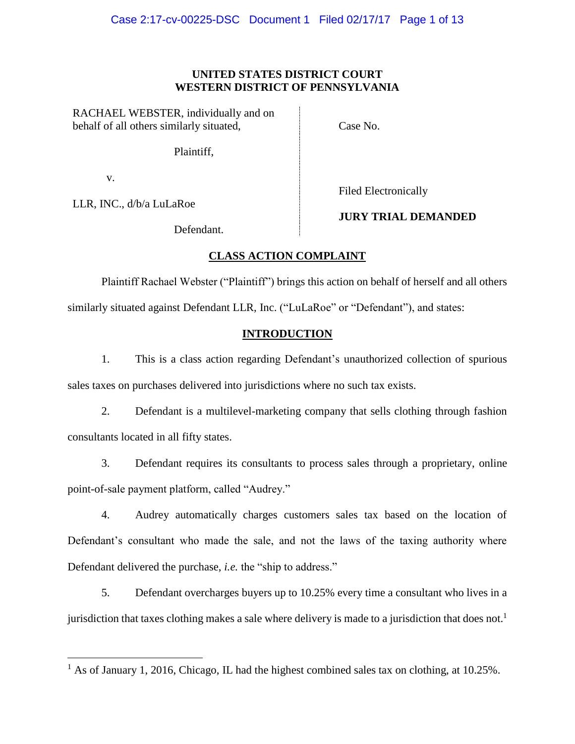**UNITED STATES DISTRICT COURT**
**WESTERN DISTRICT OF PENNSYLVANIA**

| | |
|---|---|
| RACHAEL WEBSTER, individually and on behalf of all others similarly situated, | Case No. |
| Plaintiff, | |
| v. | Filed Electronically |
| LLR, INC., d/b/a LuLaRoe | **JURY TRIAL DEMANDED** |
| Defendant. | |

## CLASS ACTION COMPLAINT

Plaintiff Rachael Webster ("Plaintiff") brings this action on behalf of herself and all others similarly situated against Defendant LLR, Inc. ("LuLaRoe" or "Defendant"), and states:

## INTRODUCTION

1. This is a class action regarding Defendant's unauthorized collection of spurious sales taxes on purchases delivered into jurisdictions where no such tax exists.

2. Defendant is a multilevel-marketing company that sells clothing through fashion consultants located in all fifty states.

3. Defendant requires its consultants to process sales through a proprietary, online point-of-sale payment platform, called "Audrey."

4. Audrey automatically charges customers sales tax based on the location of Defendant's consultant who made the sale, and not the laws of the taxing authority where Defendant delivered the purchase, *i.e.* the "ship to address."

5. Defendant overcharges buyers up to 10.25% every time a consultant who lives in a jurisdiction that taxes clothing makes a sale where delivery is made to a jurisdiction that does not.[1]

[1] As of January 1, 2016, Chicago, IL had the highest combined sales tax on clothing, at 10.25%.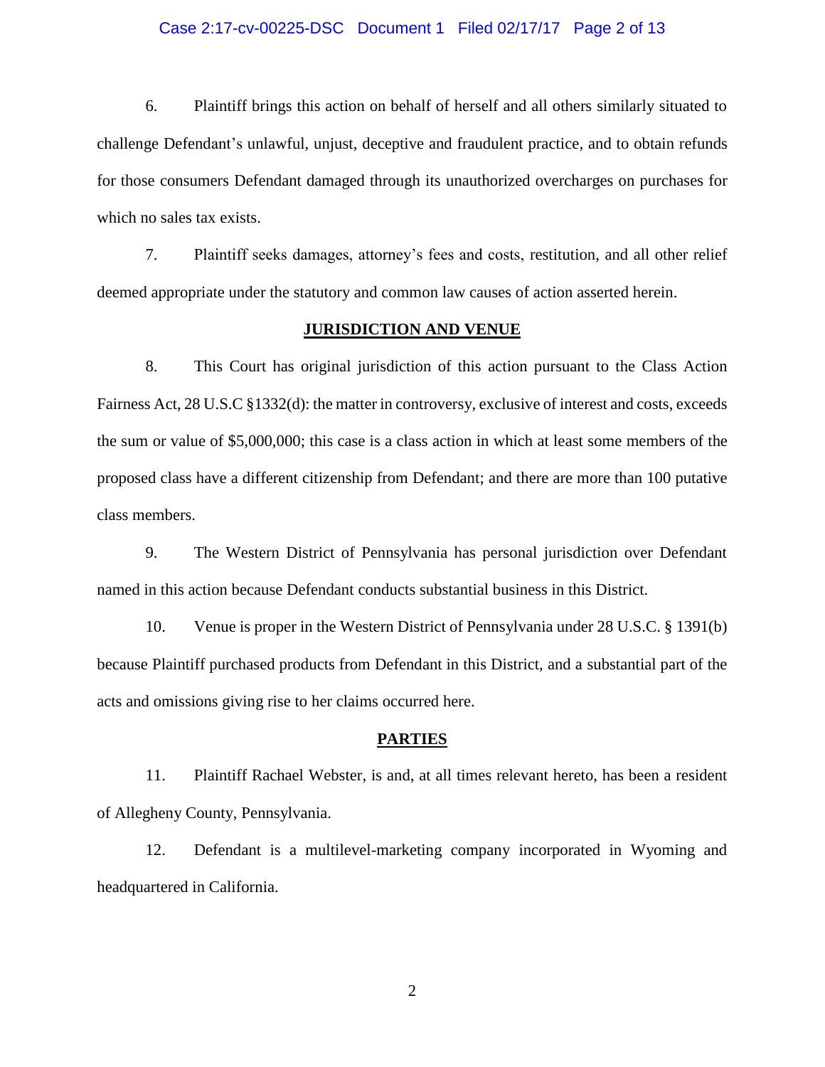6. Plaintiff brings this action on behalf of herself and all others similarly situated to challenge Defendant's unlawful, unjust, deceptive and fraudulent practice, and to obtain refunds for those consumers Defendant damaged through its unauthorized overcharges on purchases for which no sales tax exists.

7. Plaintiff seeks damages, attorney's fees and costs, restitution, and all other relief deemed appropriate under the statutory and common law causes of action asserted herein.

## **JURISDICTION AND VENUE**

8. This Court has original jurisdiction of this action pursuant to the Class Action Fairness Act, 28 U.S.C §1332(d): the matter in controversy, exclusive of interest and costs, exceeds the sum or value of $5,000,000; this case is a class action in which at least some members of the proposed class have a different citizenship from Defendant; and there are more than 100 putative class members.

9. The Western District of Pennsylvania has personal jurisdiction over Defendant named in this action because Defendant conducts substantial business in this District.

10. Venue is proper in the Western District of Pennsylvania under 28 U.S.C. § 1391(b) because Plaintiff purchased products from Defendant in this District, and a substantial part of the acts and omissions giving rise to her claims occurred here.

## **PARTIES**

11. Plaintiff Rachael Webster, is and, at all times relevant hereto, has been a resident of Allegheny County, Pennsylvania.

12. Defendant is a multilevel-marketing company incorporated in Wyoming and headquartered in California.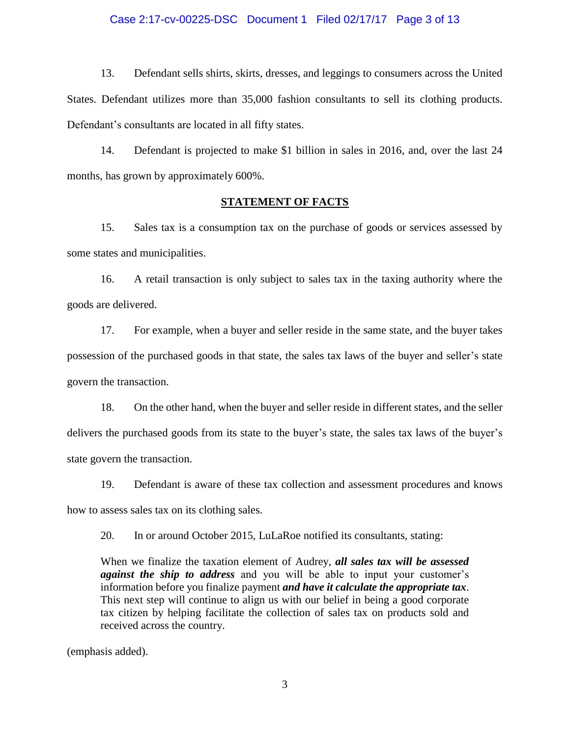13. Defendant sells shirts, skirts, dresses, and leggings to consumers across the United States. Defendant utilizes more than 35,000 fashion consultants to sell its clothing products. Defendant's consultants are located in all fifty states.

14. Defendant is projected to make $1 billion in sales in 2016, and, over the last 24 months, has grown by approximately 600%.

## STATEMENT OF FACTS

15. Sales tax is a consumption tax on the purchase of goods or services assessed by some states and municipalities.

16. A retail transaction is only subject to sales tax in the taxing authority where the goods are delivered.

17. For example, when a buyer and seller reside in the same state, and the buyer takes possession of the purchased goods in that state, the sales tax laws of the buyer and seller's state govern the transaction.

18. On the other hand, when the buyer and seller reside in different states, and the seller delivers the purchased goods from its state to the buyer's state, the sales tax laws of the buyer's state govern the transaction.

19. Defendant is aware of these tax collection and assessment procedures and knows how to assess sales tax on its clothing sales.

20. In or around October 2015, LuLaRoe notified its consultants, stating:

> When we finalize the taxation element of Audrey, ***all sales tax will be assessed against the ship to address*** and you will be able to input your customer's information before you finalize payment ***and have it calculate the appropriate tax***. This next step will continue to align us with our belief in being a good corporate tax citizen by helping facilitate the collection of sales tax on products sold and received across the country.

(emphasis added).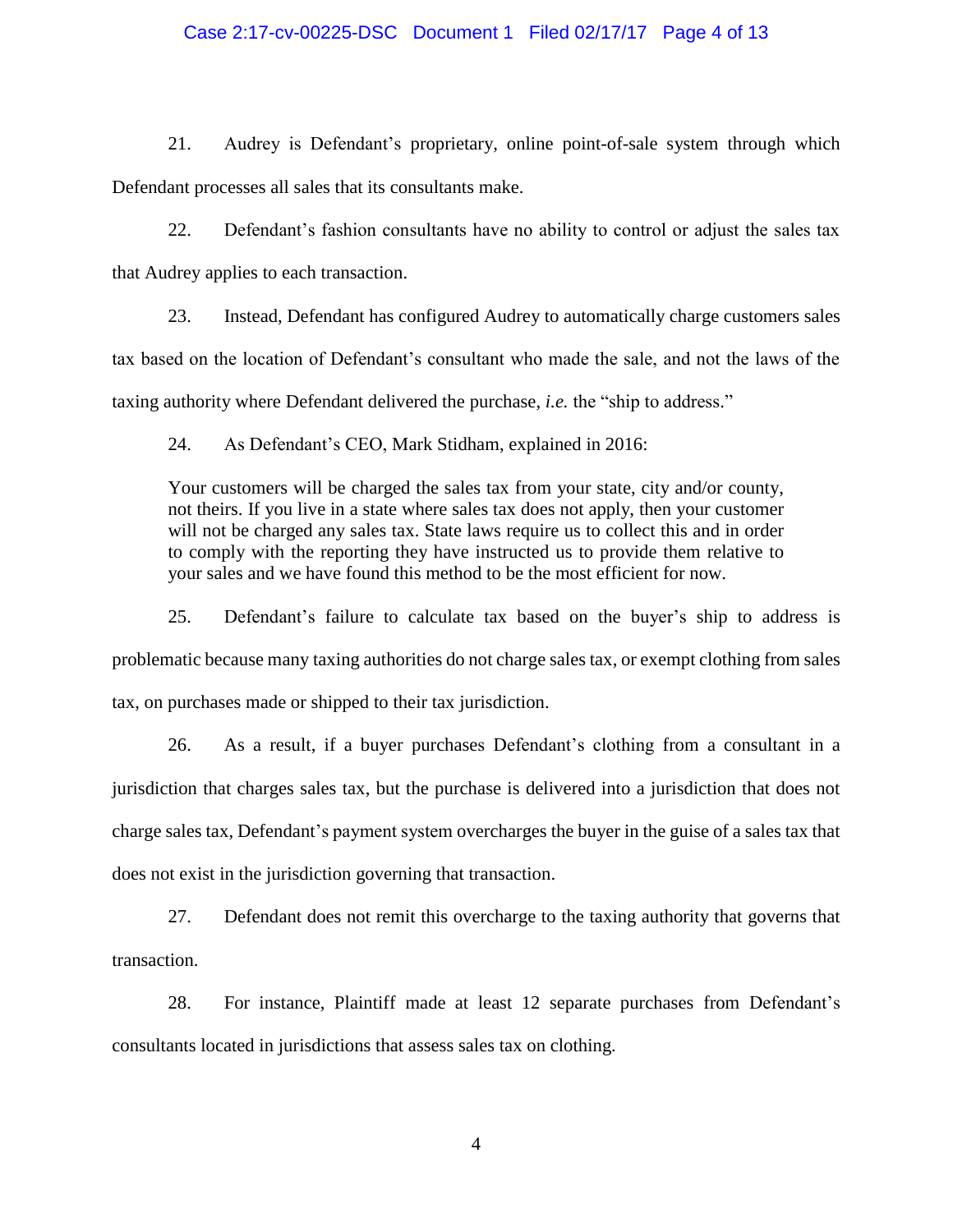21. Audrey is Defendant's proprietary, online point-of-sale system through which Defendant processes all sales that its consultants make.

22. Defendant's fashion consultants have no ability to control or adjust the sales tax that Audrey applies to each transaction.

23. Instead, Defendant has configured Audrey to automatically charge customers sales tax based on the location of Defendant's consultant who made the sale, and not the laws of the taxing authority where Defendant delivered the purchase, *i.e.* the "ship to address."

24. As Defendant's CEO, Mark Stidham, explained in 2016:

> Your customers will be charged the sales tax from your state, city and/or county, not theirs. If you live in a state where sales tax does not apply, then your customer will not be charged any sales tax. State laws require us to collect this and in order to comply with the reporting they have instructed us to provide them relative to your sales and we have found this method to be the most efficient for now.

25. Defendant's failure to calculate tax based on the buyer's ship to address is problematic because many taxing authorities do not charge sales tax, or exempt clothing from sales tax, on purchases made or shipped to their tax jurisdiction.

26. As a result, if a buyer purchases Defendant's clothing from a consultant in a jurisdiction that charges sales tax, but the purchase is delivered into a jurisdiction that does not charge sales tax, Defendant's payment system overcharges the buyer in the guise of a sales tax that does not exist in the jurisdiction governing that transaction.

27. Defendant does not remit this overcharge to the taxing authority that governs that transaction.

28. For instance, Plaintiff made at least 12 separate purchases from Defendant's consultants located in jurisdictions that assess sales tax on clothing.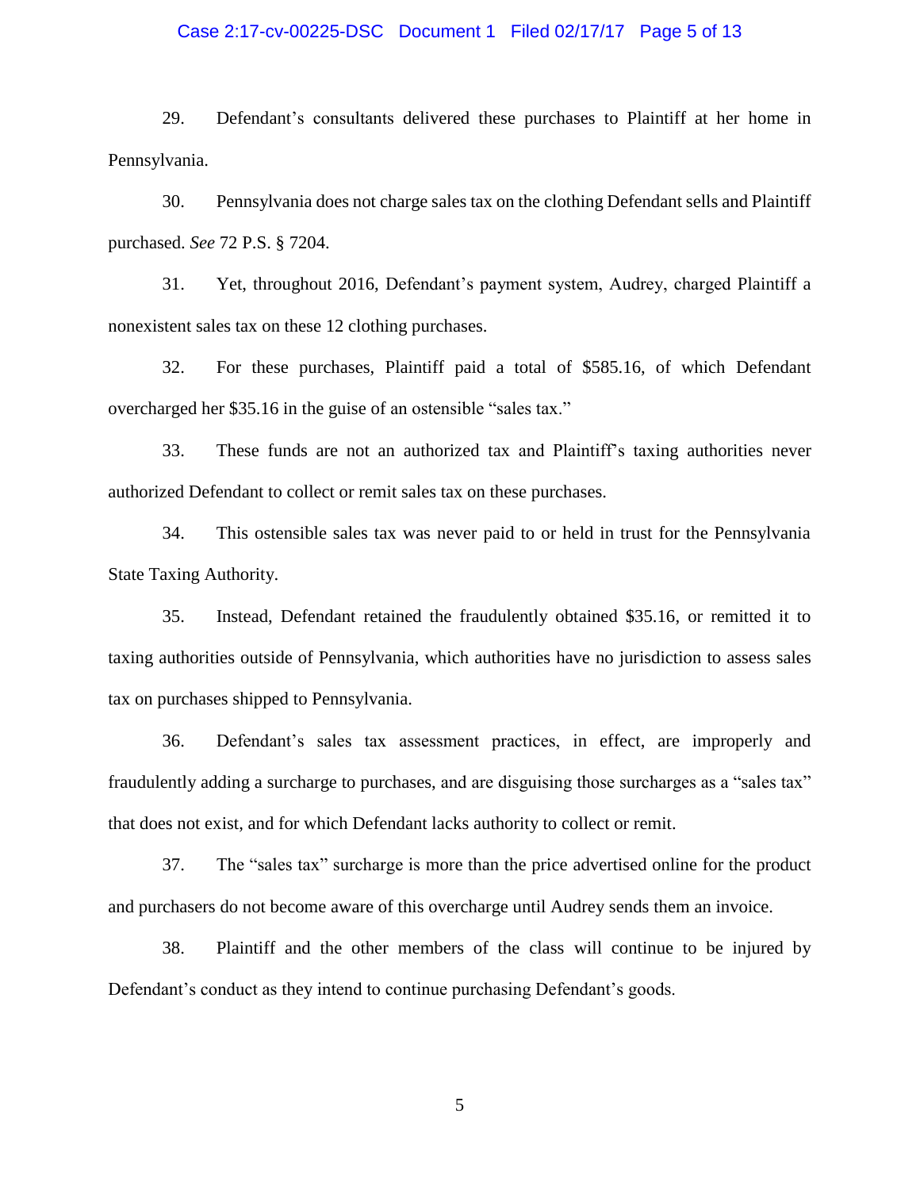29. Defendant's consultants delivered these purchases to Plaintiff at her home in Pennsylvania.

30. Pennsylvania does not charge sales tax on the clothing Defendant sells and Plaintiff purchased. *See* 72 P.S. § 7204.

31. Yet, throughout 2016, Defendant's payment system, Audrey, charged Plaintiff a nonexistent sales tax on these 12 clothing purchases.

32. For these purchases, Plaintiff paid a total of $585.16, of which Defendant overcharged her $35.16 in the guise of an ostensible "sales tax."

33. These funds are not an authorized tax and Plaintiff's taxing authorities never authorized Defendant to collect or remit sales tax on these purchases.

34. This ostensible sales tax was never paid to or held in trust for the Pennsylvania State Taxing Authority.

35. Instead, Defendant retained the fraudulently obtained $35.16, or remitted it to taxing authorities outside of Pennsylvania, which authorities have no jurisdiction to assess sales tax on purchases shipped to Pennsylvania.

36. Defendant's sales tax assessment practices, in effect, are improperly and fraudulently adding a surcharge to purchases, and are disguising those surcharges as a "sales tax" that does not exist, and for which Defendant lacks authority to collect or remit.

37. The "sales tax" surcharge is more than the price advertised online for the product and purchasers do not become aware of this overcharge until Audrey sends them an invoice.

38. Plaintiff and the other members of the class will continue to be injured by Defendant's conduct as they intend to continue purchasing Defendant's goods.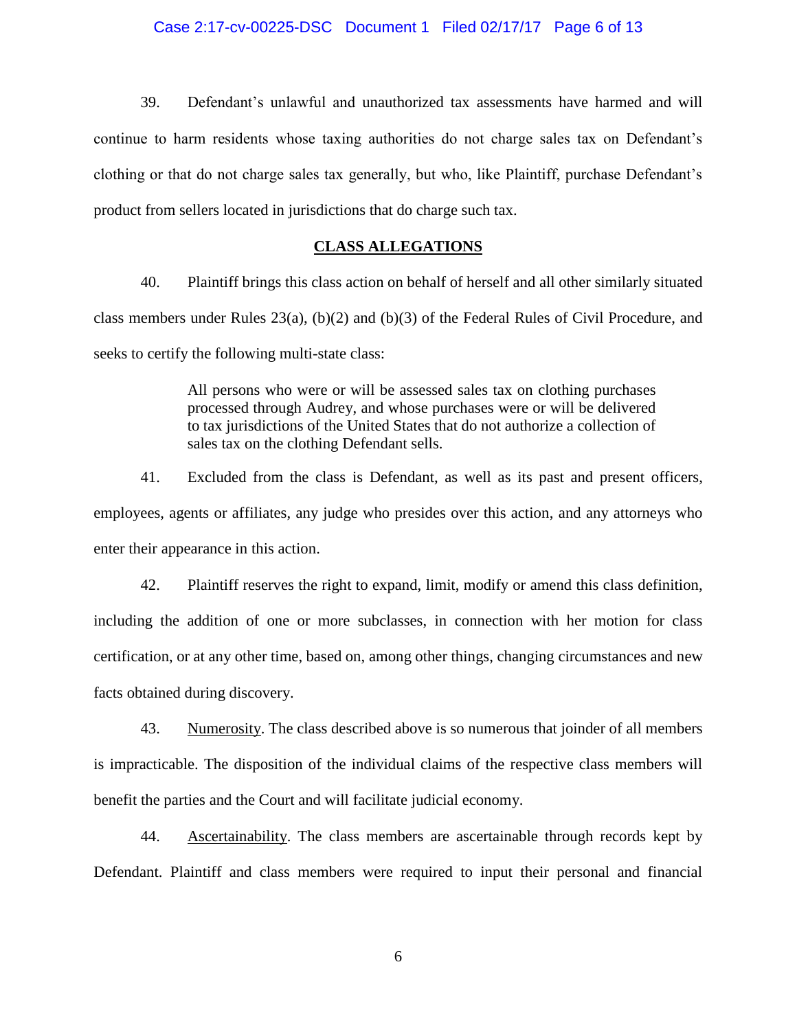39. Defendant's unlawful and unauthorized tax assessments have harmed and will continue to harm residents whose taxing authorities do not charge sales tax on Defendant's clothing or that do not charge sales tax generally, but who, like Plaintiff, purchase Defendant's product from sellers located in jurisdictions that do charge such tax.

## CLASS ALLEGATIONS

40. Plaintiff brings this class action on behalf of herself and all other similarly situated class members under Rules 23(a), (b)(2) and (b)(3) of the Federal Rules of Civil Procedure, and seeks to certify the following multi-state class:

> All persons who were or will be assessed sales tax on clothing purchases processed through Audrey, and whose purchases were or will be delivered to tax jurisdictions of the United States that do not authorize a collection of sales tax on the clothing Defendant sells.

41. Excluded from the class is Defendant, as well as its past and present officers, employees, agents or affiliates, any judge who presides over this action, and any attorneys who enter their appearance in this action.

42. Plaintiff reserves the right to expand, limit, modify or amend this class definition, including the addition of one or more subclasses, in connection with her motion for class certification, or at any other time, based on, among other things, changing circumstances and new facts obtained during discovery.

43. Numerosity. The class described above is so numerous that joinder of all members is impracticable. The disposition of the individual claims of the respective class members will benefit the parties and the Court and will facilitate judicial economy.

44. Ascertainability. The class members are ascertainable through records kept by Defendant. Plaintiff and class members were required to input their personal and financial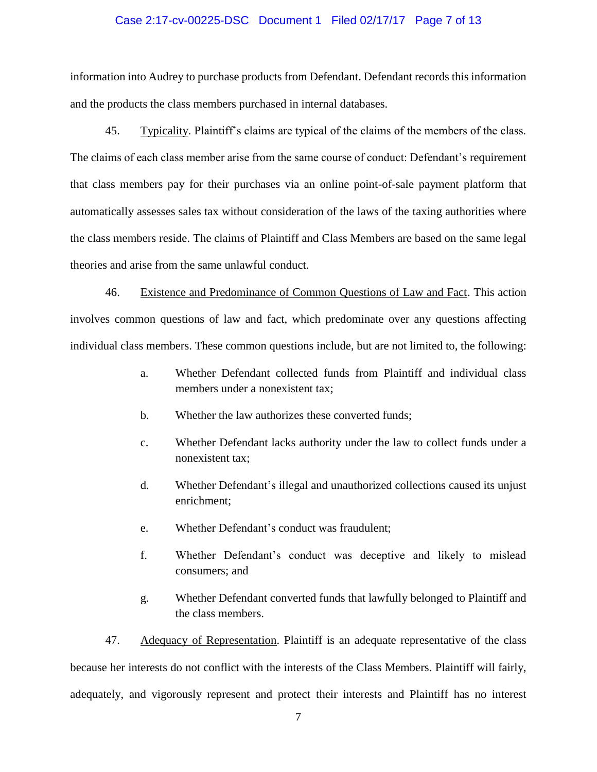information into Audrey to purchase products from Defendant. Defendant records this information and the products the class members purchased in internal databases.

45. Typicality. Plaintiff's claims are typical of the claims of the members of the class. The claims of each class member arise from the same course of conduct: Defendant's requirement that class members pay for their purchases via an online point-of-sale payment platform that automatically assesses sales tax without consideration of the laws of the taxing authorities where the class members reside. The claims of Plaintiff and Class Members are based on the same legal theories and arise from the same unlawful conduct.

46. Existence and Predominance of Common Questions of Law and Fact. This action involves common questions of law and fact, which predominate over any questions affecting individual class members. These common questions include, but are not limited to, the following:

a. Whether Defendant collected funds from Plaintiff and individual class members under a nonexistent tax;

b. Whether the law authorizes these converted funds;

c. Whether Defendant lacks authority under the law to collect funds under a nonexistent tax;

d. Whether Defendant's illegal and unauthorized collections caused its unjust enrichment;

e. Whether Defendant's conduct was fraudulent;

f. Whether Defendant's conduct was deceptive and likely to mislead consumers; and

g. Whether Defendant converted funds that lawfully belonged to Plaintiff and the class members.

47. Adequacy of Representation. Plaintiff is an adequate representative of the class because her interests do not conflict with the interests of the Class Members. Plaintiff will fairly, adequately, and vigorously represent and protect their interests and Plaintiff has no interest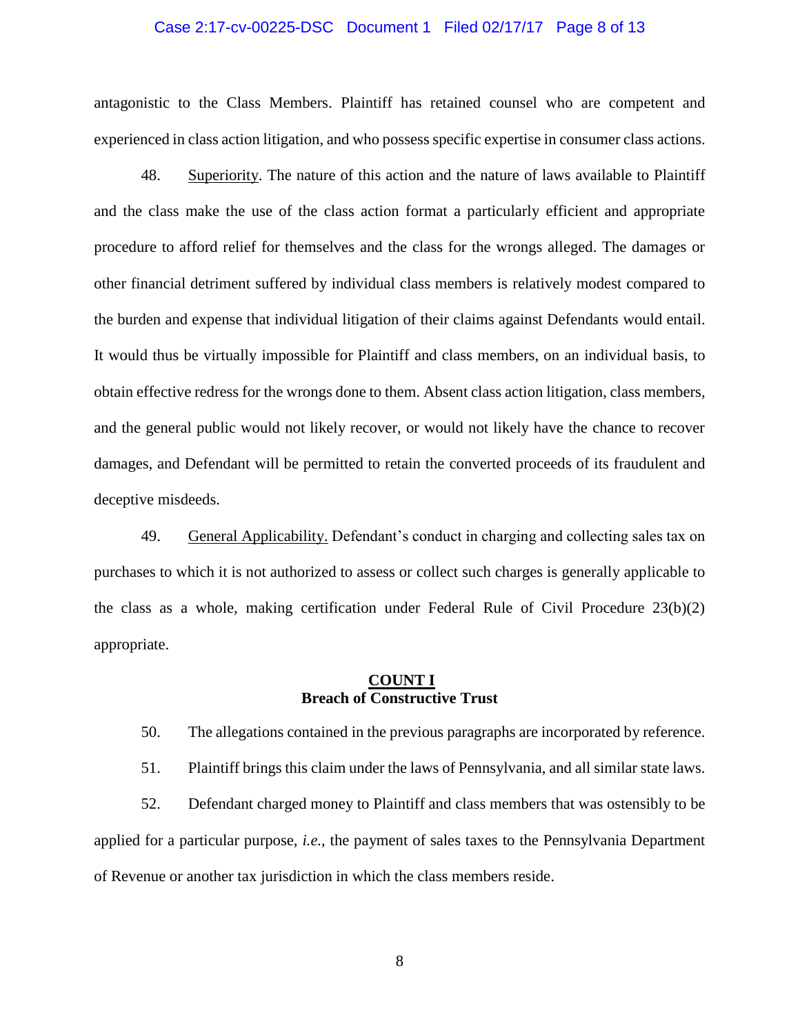antagonistic to the Class Members. Plaintiff has retained counsel who are competent and experienced in class action litigation, and who possess specific expertise in consumer class actions.

48. Superiority. The nature of this action and the nature of laws available to Plaintiff and the class make the use of the class action format a particularly efficient and appropriate procedure to afford relief for themselves and the class for the wrongs alleged. The damages or other financial detriment suffered by individual class members is relatively modest compared to the burden and expense that individual litigation of their claims against Defendants would entail. It would thus be virtually impossible for Plaintiff and class members, on an individual basis, to obtain effective redress for the wrongs done to them. Absent class action litigation, class members, and the general public would not likely recover, or would not likely have the chance to recover damages, and Defendant will be permitted to retain the converted proceeds of its fraudulent and deceptive misdeeds.

49. General Applicability. Defendant's conduct in charging and collecting sales tax on purchases to which it is not authorized to assess or collect such charges is generally applicable to the class as a whole, making certification under Federal Rule of Civil Procedure 23(b)(2) appropriate.

**COUNT I**
**Breach of Constructive Trust**

50. The allegations contained in the previous paragraphs are incorporated by reference.

51. Plaintiff brings this claim under the laws of Pennsylvania, and all similar state laws.

52. Defendant charged money to Plaintiff and class members that was ostensibly to be applied for a particular purpose, *i.e.*, the payment of sales taxes to the Pennsylvania Department of Revenue or another tax jurisdiction in which the class members reside.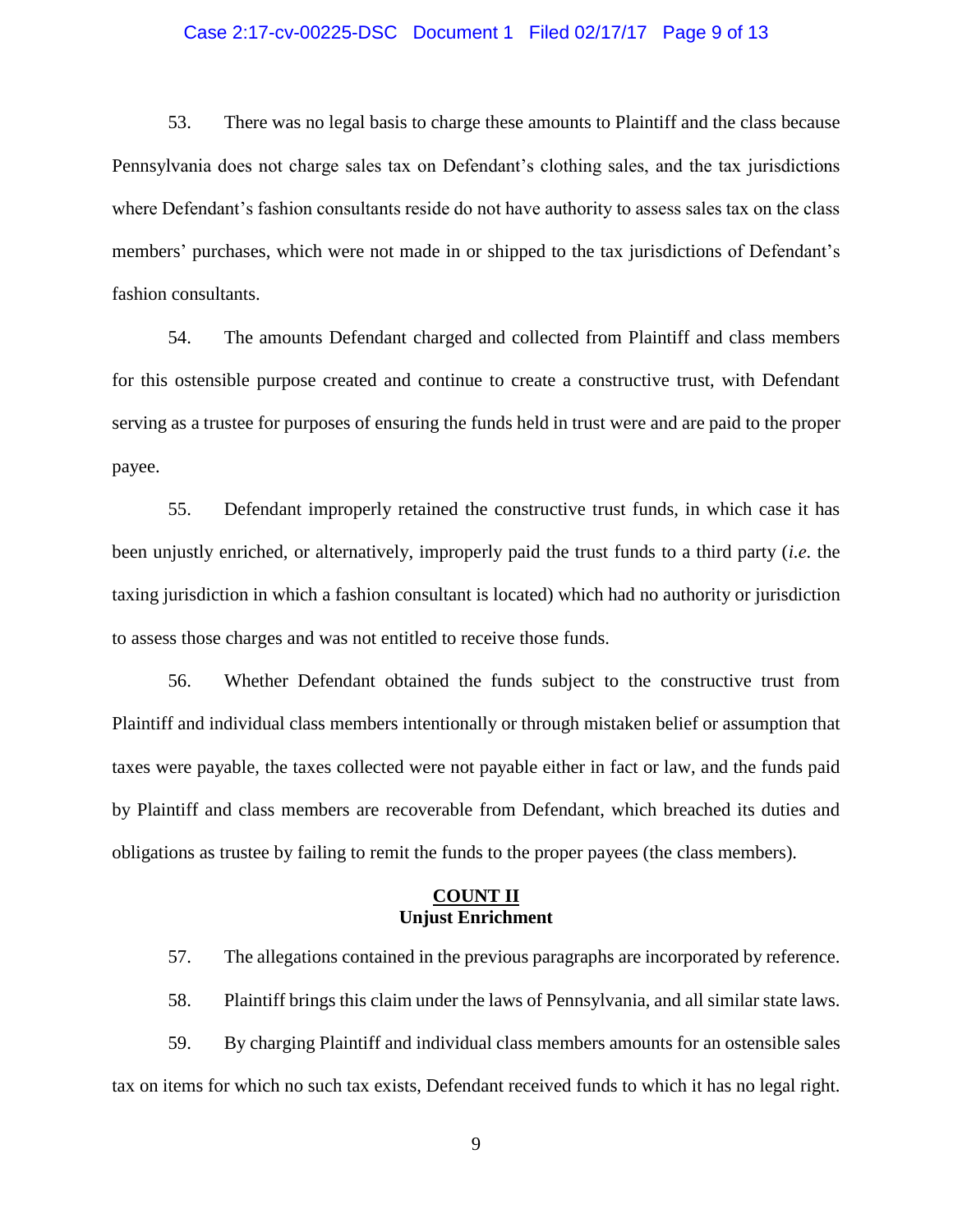53. There was no legal basis to charge these amounts to Plaintiff and the class because Pennsylvania does not charge sales tax on Defendant's clothing sales, and the tax jurisdictions where Defendant's fashion consultants reside do not have authority to assess sales tax on the class members' purchases, which were not made in or shipped to the tax jurisdictions of Defendant's fashion consultants.

54. The amounts Defendant charged and collected from Plaintiff and class members for this ostensible purpose created and continue to create a constructive trust, with Defendant serving as a trustee for purposes of ensuring the funds held in trust were and are paid to the proper payee.

55. Defendant improperly retained the constructive trust funds, in which case it has been unjustly enriched, or alternatively, improperly paid the trust funds to a third party (*i.e.* the taxing jurisdiction in which a fashion consultant is located) which had no authority or jurisdiction to assess those charges and was not entitled to receive those funds.

56. Whether Defendant obtained the funds subject to the constructive trust from Plaintiff and individual class members intentionally or through mistaken belief or assumption that taxes were payable, the taxes collected were not payable either in fact or law, and the funds paid by Plaintiff and class members are recoverable from Defendant, which breached its duties and obligations as trustee by failing to remit the funds to the proper payees (the class members).

## COUNT II
**Unjust Enrichment**

57. The allegations contained in the previous paragraphs are incorporated by reference.

58. Plaintiff brings this claim under the laws of Pennsylvania, and all similar state laws.

59. By charging Plaintiff and individual class members amounts for an ostensible sales tax on items for which no such tax exists, Defendant received funds to which it has no legal right.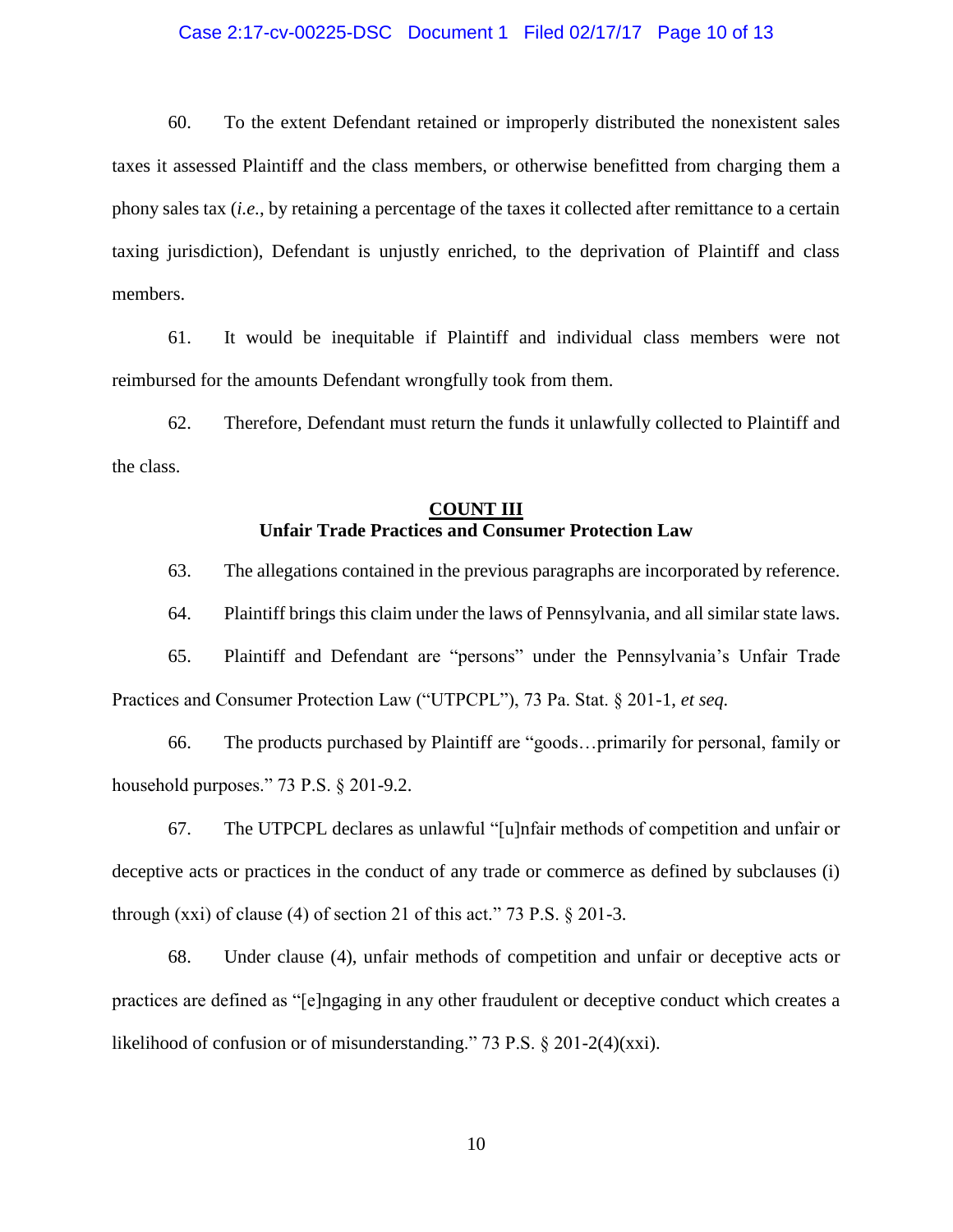60. To the extent Defendant retained or improperly distributed the nonexistent sales taxes it assessed Plaintiff and the class members, or otherwise benefitted from charging them a phony sales tax (*i.e.*, by retaining a percentage of the taxes it collected after remittance to a certain taxing jurisdiction), Defendant is unjustly enriched, to the deprivation of Plaintiff and class members.

61. It would be inequitable if Plaintiff and individual class members were not reimbursed for the amounts Defendant wrongfully took from them.

62. Therefore, Defendant must return the funds it unlawfully collected to Plaintiff and the class.

## COUNT III
### Unfair Trade Practices and Consumer Protection Law

63. The allegations contained in the previous paragraphs are incorporated by reference.

64. Plaintiff brings this claim under the laws of Pennsylvania, and all similar state laws.

65. Plaintiff and Defendant are "persons" under the Pennsylvania's Unfair Trade Practices and Consumer Protection Law ("UTPCPL"), 73 Pa. Stat. § 201-1, *et seq.*

66. The products purchased by Plaintiff are "goods…primarily for personal, family or household purposes." 73 P.S. § 201-9.2.

67. The UTPCPL declares as unlawful "[u]nfair methods of competition and unfair or deceptive acts or practices in the conduct of any trade or commerce as defined by subclauses (i) through (xxi) of clause (4) of section 21 of this act." 73 P.S. § 201-3.

68. Under clause (4), unfair methods of competition and unfair or deceptive acts or practices are defined as "[e]ngaging in any other fraudulent or deceptive conduct which creates a likelihood of confusion or of misunderstanding." 73 P.S. § 201-2(4)(xxi).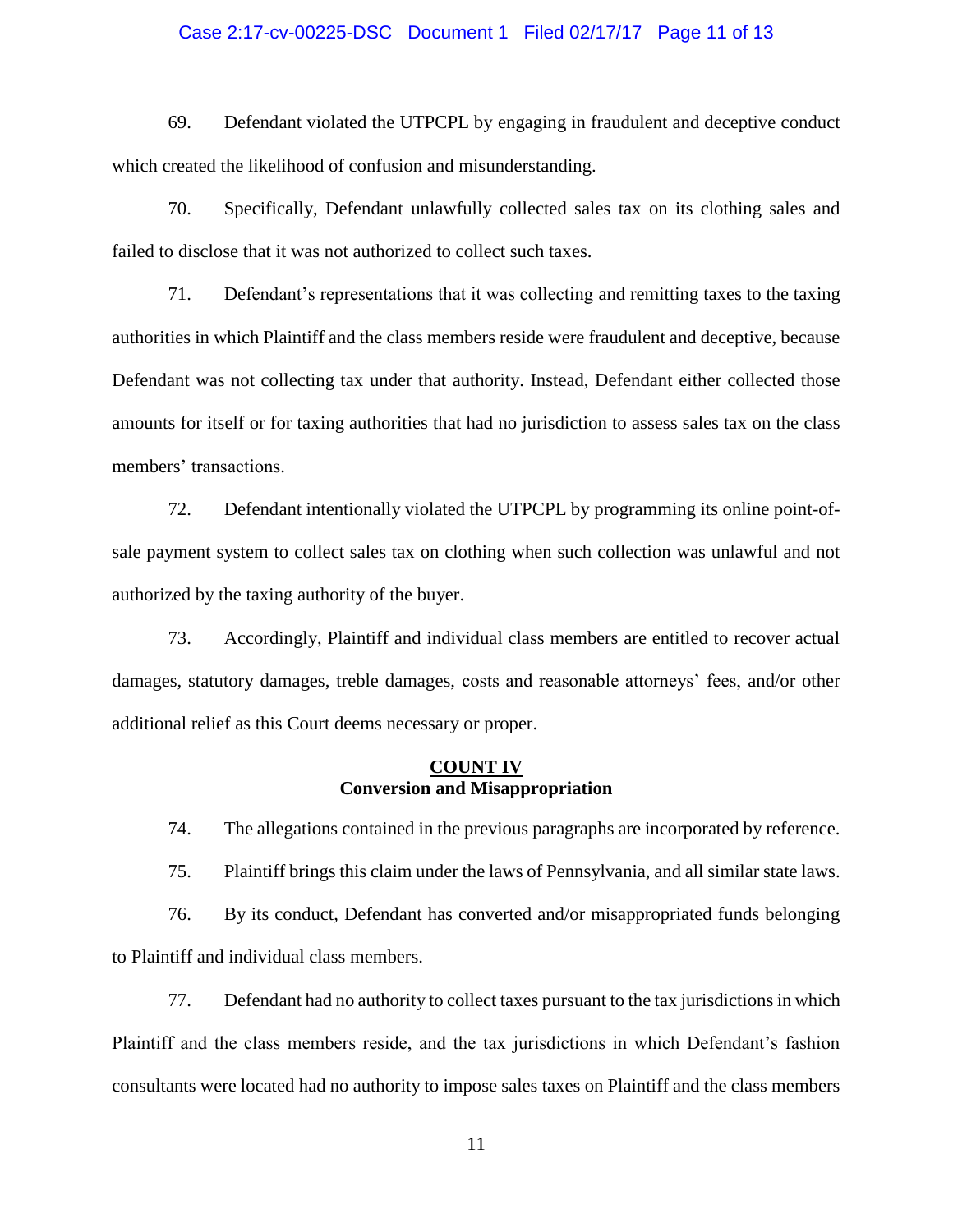69. Defendant violated the UTPCPL by engaging in fraudulent and deceptive conduct which created the likelihood of confusion and misunderstanding.

70. Specifically, Defendant unlawfully collected sales tax on its clothing sales and failed to disclose that it was not authorized to collect such taxes.

71. Defendant's representations that it was collecting and remitting taxes to the taxing authorities in which Plaintiff and the class members reside were fraudulent and deceptive, because Defendant was not collecting tax under that authority. Instead, Defendant either collected those amounts for itself or for taxing authorities that had no jurisdiction to assess sales tax on the class members' transactions.

72. Defendant intentionally violated the UTPCPL by programming its online point-of-sale payment system to collect sales tax on clothing when such collection was unlawful and not authorized by the taxing authority of the buyer.

73. Accordingly, Plaintiff and individual class members are entitled to recover actual damages, statutory damages, treble damages, costs and reasonable attorneys' fees, and/or other additional relief as this Court deems necessary or proper.

## COUNT IV
**Conversion and Misappropriation**

74. The allegations contained in the previous paragraphs are incorporated by reference.

75. Plaintiff brings this claim under the laws of Pennsylvania, and all similar state laws.

76. By its conduct, Defendant has converted and/or misappropriated funds belonging to Plaintiff and individual class members.

77. Defendant had no authority to collect taxes pursuant to the tax jurisdictions in which Plaintiff and the class members reside, and the tax jurisdictions in which Defendant's fashion consultants were located had no authority to impose sales taxes on Plaintiff and the class members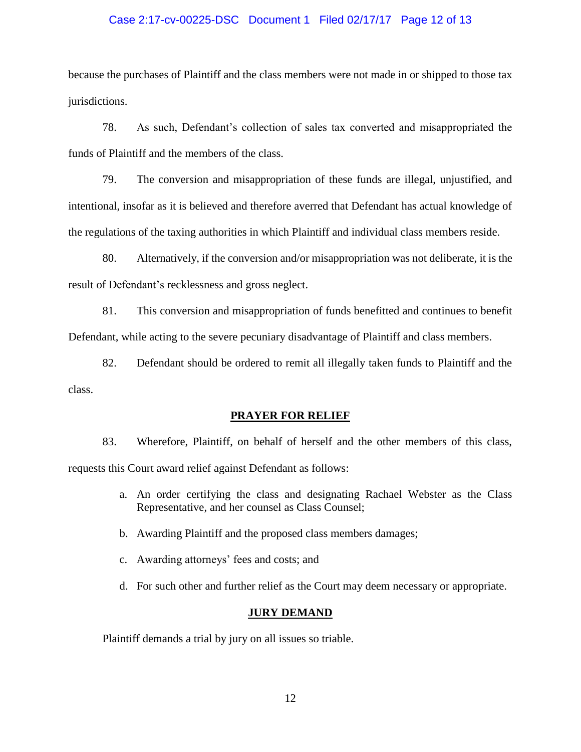because the purchases of Plaintiff and the class members were not made in or shipped to those tax jurisdictions.

78. As such, Defendant's collection of sales tax converted and misappropriated the funds of Plaintiff and the members of the class.

79. The conversion and misappropriation of these funds are illegal, unjustified, and intentional, insofar as it is believed and therefore averred that Defendant has actual knowledge of the regulations of the taxing authorities in which Plaintiff and individual class members reside.

80. Alternatively, if the conversion and/or misappropriation was not deliberate, it is the result of Defendant's recklessness and gross neglect.

81. This conversion and misappropriation of funds benefitted and continues to benefit Defendant, while acting to the severe pecuniary disadvantage of Plaintiff and class members.

82. Defendant should be ordered to remit all illegally taken funds to Plaintiff and the class.

## PRAYER FOR RELIEF

83. Wherefore, Plaintiff, on behalf of herself and the other members of this class, requests this Court award relief against Defendant as follows:

a. An order certifying the class and designating Rachael Webster as the Class Representative, and her counsel as Class Counsel;

b. Awarding Plaintiff and the proposed class members damages;

c. Awarding attorneys' fees and costs; and

d. For such other and further relief as the Court may deem necessary or appropriate.

## JURY DEMAND

Plaintiff demands a trial by jury on all issues so triable.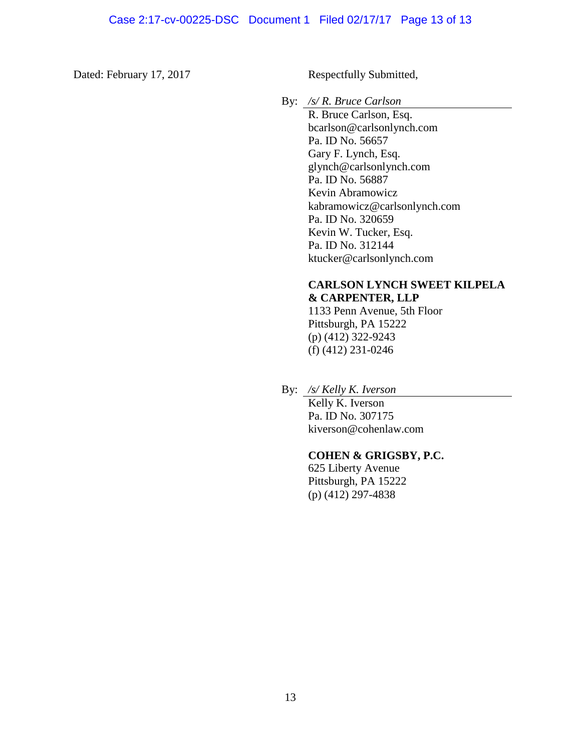Dated: February 17, 2017

Respectfully Submitted,

By: */s/ R. Bruce Carlson*

R. Bruce Carlson, Esq.
bcarlson@carlsonlynch.com
Pa. ID No. 56657
Gary F. Lynch, Esq.
glynch@carlsonlynch.com
Pa. ID No. 56887
Kevin Abramowicz
kabramowicz@carlsonlynch.com
Pa. ID No. 320659
Kevin W. Tucker, Esq.
Pa. ID No. 312144
ktucker@carlsonlynch.com

**CARLSON LYNCH SWEET KILPELA & CARPENTER, LLP**
1133 Penn Avenue, 5th Floor
Pittsburgh, PA 15222
(p) (412) 322-9243
(f) (412) 231-0246

By: */s/ Kelly K. Iverson*

Kelly K. Iverson
Pa. ID No. 307175
kiverson@cohenlaw.com

**COHEN & GRIGSBY, P.C.**
625 Liberty Avenue
Pittsburgh, PA 15222
(p) (412) 297-4838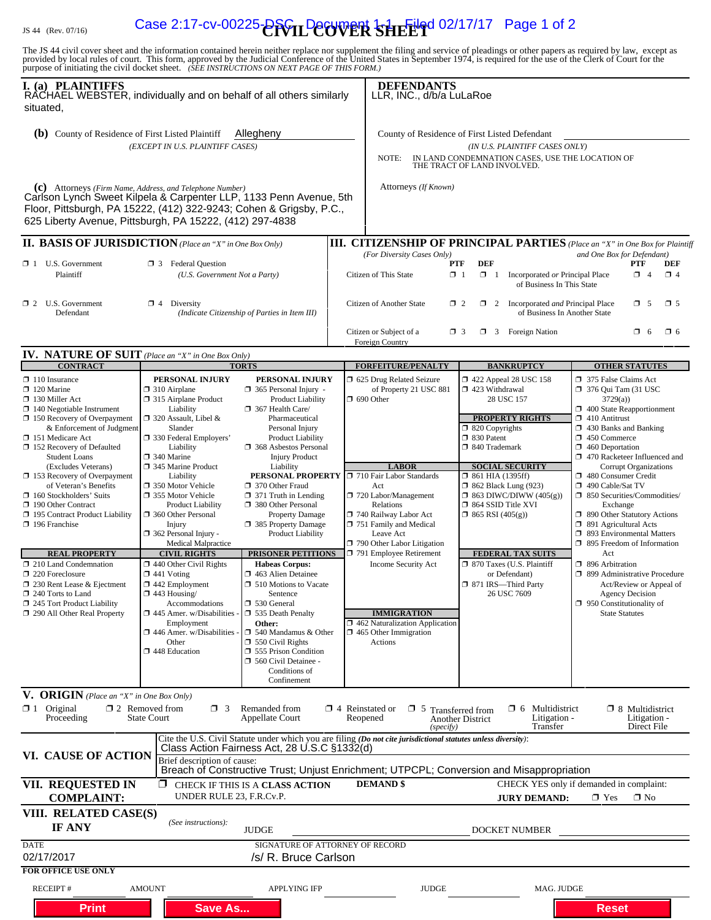JS 44 (Rev. 07/16)

Case 2:17-cv-00225-DSC Document 1-1 Filed 02/17/17

# CIVIL COVER SHEET

The JS 44 civil cover sheet and the information contained herein neither replace nor supplement the filing and service of pleadings or other papers as required by law, except as provided by local rules of court. This form, approved by the Judicial Conference of the United States in September 1974, is required for the use of the Clerk of Court for the purpose of initiating the civil docket sheet. *(SEE INSTRUCTIONS ON NEXT PAGE OF THIS FORM.)*

## I. (a) PLAINTIFFS

RACHAEL WEBSTER, individually and on behalf of all others similarly situated,

**(b)** County of Residence of First Listed Plaintiff: Allegheny
*(EXCEPT IN U.S. PLAINTIFF CASES)*

**(c)** Attorneys *(Firm Name, Address, and Telephone Number)*
Carlson Lynch Sweet Kilpela & Carpenter LLP, 1133 Penn Avenue, 5th Floor, Pittsburgh, PA 15222, (412) 322-9243; Cohen & Grigsby, P.C., 625 Liberty Avenue, Pittsburgh, PA 15222, (412) 297-4838

## DEFENDANTS

LLR, INC., d/b/a LuLaRoe

County of Residence of First Listed Defendant
*(IN U.S. PLAINTIFF CASES ONLY)*

NOTE: IN LAND CONDEMNATION CASES, USE THE LOCATION OF THE TRACT OF LAND INVOLVED.

Attorneys *(If Known)*

## II. BASIS OF JURISDICTION *(Place an "X" in One Box Only)*

- ☐ 1 U.S. Government Plaintiff
- ☐ 3 Federal Question *(U.S. Government Not a Party)*
- ☐ 2 U.S. Government Defendant
- ☐ 4 Diversity *(Indicate Citizenship of Parties in Item III)*

## III. CITIZENSHIP OF PRINCIPAL PARTIES *(Place an "X" in One Box for Plaintiff and One Box for Defendant)* *(For Diversity Cases Only)*

| | PTF | DEF | | PTF | DEF |
|---|---|---|---|---|---|
| Citizen of This State | ☐ 1 | ☐ 1 | Incorporated *or* Principal Place of Business In This State | ☐ 4 | ☐ 4 |
| Citizen of Another State | ☐ 2 | ☐ 2 | Incorporated *and* Principal Place of Business In Another State | ☐ 5 | ☐ 5 |
| Citizen or Subject of a Foreign Country | ☐ 3 | ☐ 3 | Foreign Nation | ☐ 6 | ☐ 6 |

## IV. NATURE OF SUIT *(Place an "X" in One Box Only)*

**CONTRACT**
- ☐ 110 Insurance
- ☐ 120 Marine
- ☐ 130 Miller Act
- ☐ 140 Negotiable Instrument
- ☐ 150 Recovery of Overpayment & Enforcement of Judgment
- ☐ 151 Medicare Act
- ☐ 152 Recovery of Defaulted Student Loans (Excludes Veterans)
- ☐ 153 Recovery of Overpayment of Veteran's Benefits
- ☐ 160 Stockholders' Suits
- ☐ 190 Other Contract
- ☐ 195 Contract Product Liability
- ☐ 196 Franchise

**REAL PROPERTY**
- ☐ 210 Land Condemnation
- ☐ 220 Foreclosure
- ☐ 230 Rent Lease & Ejectment
- ☐ 240 Torts to Land
- ☐ 245 Tort Product Liability
- ☐ 290 All Other Real Property

**TORTS**

PERSONAL INJURY
- ☐ 310 Airplane
- ☐ 315 Airplane Product Liability
- ☐ 320 Assault, Libel & Slander
- ☐ 330 Federal Employers' Liability
- ☐ 340 Marine
- ☐ 345 Marine Product Liability
- ☐ 350 Motor Vehicle
- ☐ 355 Motor Vehicle Product Liability
- ☐ 360 Other Personal Injury
- ☐ 362 Personal Injury - Medical Malpractice

PERSONAL INJURY
- ☐ 365 Personal Injury - Product Liability
- ☐ 367 Health Care/ Pharmaceutical Personal Injury Product Liability
- ☐ 368 Asbestos Personal Injury Product Liability

PERSONAL PROPERTY
- ☐ 370 Other Fraud
- ☐ 371 Truth in Lending
- ☐ 380 Other Personal Property Damage
- ☐ 385 Property Damage Product Liability

**CIVIL RIGHTS**
- ☐ 440 Other Civil Rights
- ☐ 441 Voting
- ☐ 442 Employment
- ☐ 443 Housing/ Accommodations
- ☐ 445 Amer. w/Disabilities - Employment
- ☐ 446 Amer. w/Disabilities - Other
- ☐ 448 Education

**PRISONER PETITIONS**

Habeas Corpus:
- ☐ 463 Alien Detainee
- ☐ 510 Motions to Vacate Sentence
- ☐ 530 General
- ☐ 535 Death Penalty

Other:
- ☐ 540 Mandamus & Other
- ☐ 550 Civil Rights
- ☐ 555 Prison Condition
- ☐ 560 Civil Detainee - Conditions of Confinement

**FORFEITURE/PENALTY**
- ☐ 625 Drug Related Seizure of Property 21 USC 881
- ☐ 690 Other

**LABOR**
- ☐ 710 Fair Labor Standards Act
- ☐ 720 Labor/Management Relations
- ☐ 740 Railway Labor Act
- ☐ 751 Family and Medical Leave Act
- ☐ 790 Other Labor Litigation
- ☐ 791 Employee Retirement Income Security Act

**IMMIGRATION**
- ☐ 462 Naturalization Application
- ☐ 465 Other Immigration Actions

**BANKRUPTCY**
- ☐ 422 Appeal 28 USC 158
- ☐ 423 Withdrawal 28 USC 157

**PROPERTY RIGHTS**
- ☐ 820 Copyrights
- ☐ 830 Patent
- ☐ 840 Trademark

**SOCIAL SECURITY**
- ☐ 861 HIA (1395ff)
- ☐ 862 Black Lung (923)
- ☐ 863 DIWC/DIWW (405(g))
- ☐ 864 SSID Title XVI
- ☐ 865 RSI (405(g))

**FEDERAL TAX SUITS**
- ☐ 870 Taxes (U.S. Plaintiff or Defendant)
- ☐ 871 IRS—Third Party 26 USC 7609

**OTHER STATUTES**
- ☐ 375 False Claims Act
- ☐ 376 Qui Tam (31 USC 3729(a))
- ☐ 400 State Reapportionment
- ☐ 410 Antitrust
- ☐ 430 Banks and Banking
- ☐ 450 Commerce
- ☐ 460 Deportation
- ☐ 470 Racketeer Influenced and Corrupt Organizations
- ☐ 480 Consumer Credit
- ☐ 490 Cable/Sat TV
- ☐ 850 Securities/Commodities/ Exchange
- ☐ 890 Other Statutory Actions
- ☐ 891 Agricultural Acts
- ☐ 893 Environmental Matters
- ☐ 895 Freedom of Information Act
- ☐ 896 Arbitration
- ☐ 899 Administrative Procedure Act/Review or Appeal of Agency Decision
- ☐ 950 Constitutionality of State Statutes

## V. ORIGIN *(Place an "X" in One Box Only)*

- ☐ 1 Original Proceeding
- ☐ 2 Removed from State Court
- ☐ 3 Remanded from Appellate Court
- ☐ 4 Reinstated or Reopened
- ☐ 5 Transferred from Another District *(specify)*
- ☐ 6 Multidistrict Litigation - Transfer
- ☐ 8 Multidistrict Litigation - Direct File

## VI. CAUSE OF ACTION

Cite the U.S. Civil Statute under which you are filing *(Do not cite jurisdictional statutes unless diversity)*:
Class Action Fairness Act, 28 U.S.C §1332(d)

Brief description of cause:
Breach of Constructive Trust; Unjust Enrichment; UTPCPL; Conversion and Misappropriation

## VII. REQUESTED IN COMPLAINT:

☐ CHECK IF THIS IS A CLASS ACTION UNDER RULE 23, F.R.Cv.P.

DEMAND $

CHECK YES only if demanded in complaint:
JURY DEMAND: ☐ Yes ☐ No

## VIII. RELATED CASE(S) IF ANY

*(See instructions):* JUDGE DOCKET NUMBER

DATE: 02/17/2017

SIGNATURE OF ATTORNEY OF RECORD: /s/ R. Bruce Carlson

**FOR OFFICE USE ONLY**

RECEIPT # AMOUNT APPLYING IFP JUDGE MAG. JUDGE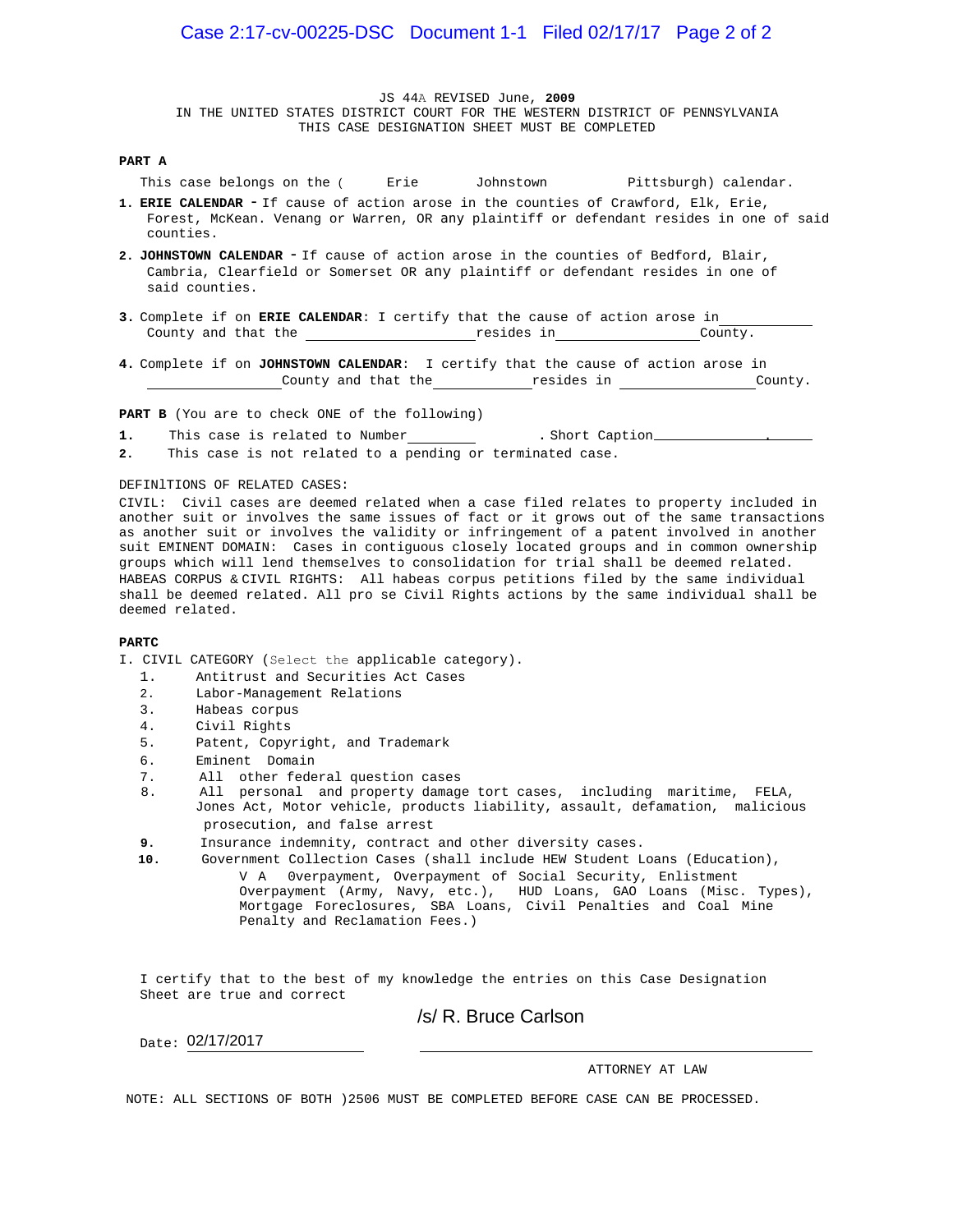JS 44A REVISED June, **2009**
IN THE UNITED STATES DISTRICT COURT FOR THE WESTERN DISTRICT OF PENNSYLVANIA
THIS CASE DESIGNATION SHEET MUST BE COMPLETED

**PART A**

This case belongs on the ( Erie Johnstown Pittsburgh) calendar.

**1. ERIE CALENDAR -** If cause of action arose in the counties of Crawford, Elk, Erie, Forest, McKean. Venang or Warren, OR any plaintiff or defendant resides in one of said counties.

**2. JOHNSTOWN CALENDAR -** If cause of action arose in the counties of Bedford, Blair, Cambria, Clearfield or Somerset OR any plaintiff or defendant resides in one of said counties.

**3.** Complete if on **ERIE CALENDAR**: I certify that the cause of action arose in __________ County and that the ____________________ resides in ________________ County.

**4.** Complete if on **JOHNSTOWN CALENDAR**: I certify that the cause of action arose in ________________ County and that the ____________ resides in ________________ County.

**PART B** (You are to check ONE of the following)

**1.** This case is related to Number ________ . Short Caption ______________.

**2.** This case is not related to a pending or terminated case.

DEFINITIONS OF RELATED CASES:

CIVIL: Civil cases are deemed related when a case filed relates to property included in another suit or involves the same issues of fact or it grows out of the same transactions as another suit or involves the validity or infringement of a patent involved in another suit EMINENT DOMAIN: Cases in contiguous closely located groups and in common ownership groups which will lend themselves to consolidation for trial shall be deemed related. HABEAS CORPUS & CIVIL RIGHTS: All habeas corpus petitions filed by the same individual shall be deemed related. All pro se Civil Rights actions by the same individual shall be deemed related.

**PARTC**

I. CIVIL CATEGORY (Select the applicable category).

1. Antitrust and Securities Act Cases
2. Labor-Management Relations
3. Habeas corpus
4. Civil Rights
5. Patent, Copyright, and Trademark
6. Eminent Domain
7. All other federal question cases
8. All personal and property damage tort cases, including maritime, FELA, Jones Act, Motor vehicle, products liability, assault, defamation, malicious prosecution, and false arrest
9. Insurance indemnity, contract and other diversity cases.
10. Government Collection Cases (shall include HEW Student Loans (Education), V A 0verpayment, Overpayment of Social Security, Enlistment Overpayment (Army, Navy, etc.), HUD Loans, GAO Loans (Misc. Types), Mortgage Foreclosures, SBA Loans, Civil Penalties and Coal Mine Penalty and Reclamation Fees.)

I certify that to the best of my knowledge the entries on this Case Designation Sheet are true and correct

/s/ R. Bruce Carlson

Date: 02/17/2017

ATTORNEY AT LAW

NOTE: ALL SECTIONS OF BOTH )2506 MUST BE COMPLETED BEFORE CASE CAN BE PROCESSED.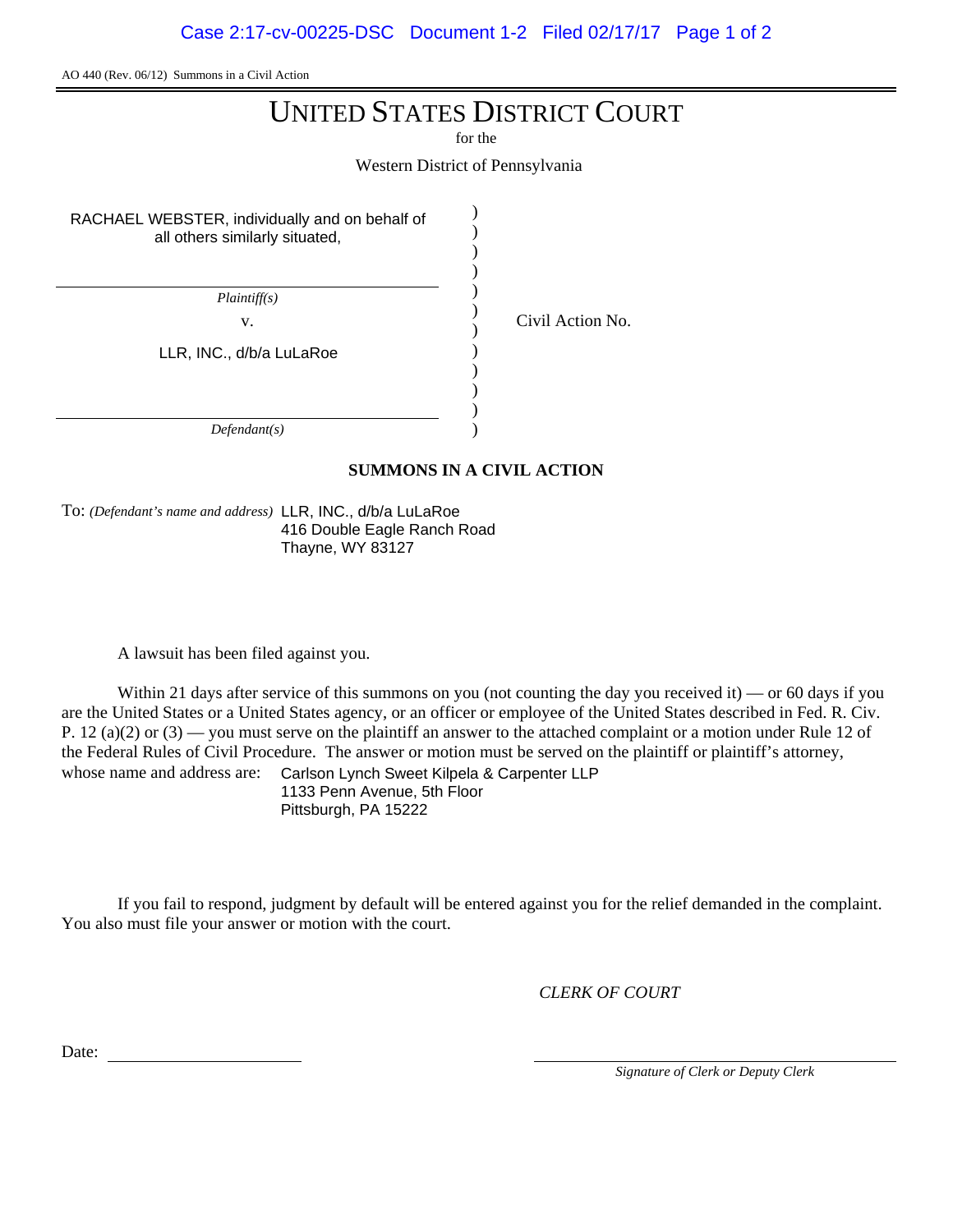AO 440 (Rev. 06/12) Summons in a Civil Action

# UNITED STATES DISTRICT COURT

for the

Western District of Pennsylvania

| | | |
|---|---|---|
| RACHAEL WEBSTER, individually and on behalf of all others similarly situated,<br>*Plaintiff(s)* | ) | |
| v. | ) | Civil Action No. |
| LLR, INC., d/b/a LuLaRoe<br>*Defendant(s)* | ) | |

**SUMMONS IN A CIVIL ACTION**

To: *(Defendant's name and address)* LLR, INC., d/b/a LuLaRoe
416 Double Eagle Ranch Road
Thayne, WY 83127

A lawsuit has been filed against you.

Within 21 days after service of this summons on you (not counting the day you received it) — or 60 days if you are the United States or a United States agency, or an officer or employee of the United States described in Fed. R. Civ. P. 12 (a)(2) or (3) — you must serve on the plaintiff an answer to the attached complaint or a motion under Rule 12 of the Federal Rules of Civil Procedure. The answer or motion must be served on the plaintiff or plaintiff's attorney, whose name and address are: Carlson Lynch Sweet Kilpela & Carpenter LLP
1133 Penn Avenue, 5th Floor
Pittsburgh, PA 15222

If you fail to respond, judgment by default will be entered against you for the relief demanded in the complaint. You also must file your answer or motion with the court.

*CLERK OF COURT*

Date: ______________________

______________________________
*Signature of Clerk or Deputy Clerk*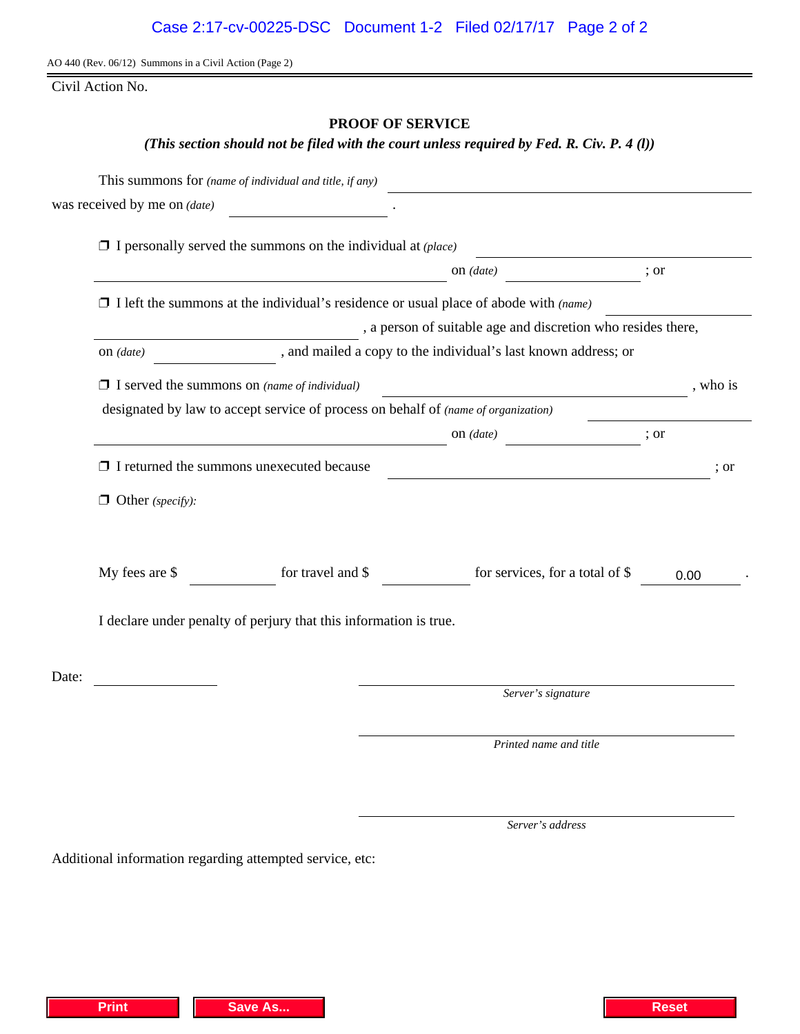AO 440 (Rev. 06/12) Summons in a Civil Action (Page 2)

Civil Action No.

## PROOF OF SERVICE

***(This section should not be filed with the court unless required by Fed. R. Civ. P. 4 (l))***

This summons for *(name of individual and title, if any)* ____________________

was received by me on *(date)* ____________ .

❒ I personally served the summons on the individual at *(place)* ____________________ on *(date)* ____________ ; or

❒ I left the summons at the individual's residence or usual place of abode with *(name)* ____________________ , a person of suitable age and discretion who resides there, on *(date)* ____________ , and mailed a copy to the individual's last known address; or

❒ I served the summons on *(name of individual)* ____________________ , who is designated by law to accept service of process on behalf of *(name of organization)* ____________________ on *(date)* ____________ ; or

❒ I returned the summons unexecuted because ____________________ ; or

❒ Other *(specify)*:

My fees are $ ________ for travel and $ ________ for services, for a total of $ 0.00 .

I declare under penalty of perjury that this information is true.

Date: ____________

____________________
*Server's signature*

____________________
*Printed name and title*

____________________
*Server's address*

Additional information regarding attempted service, etc: